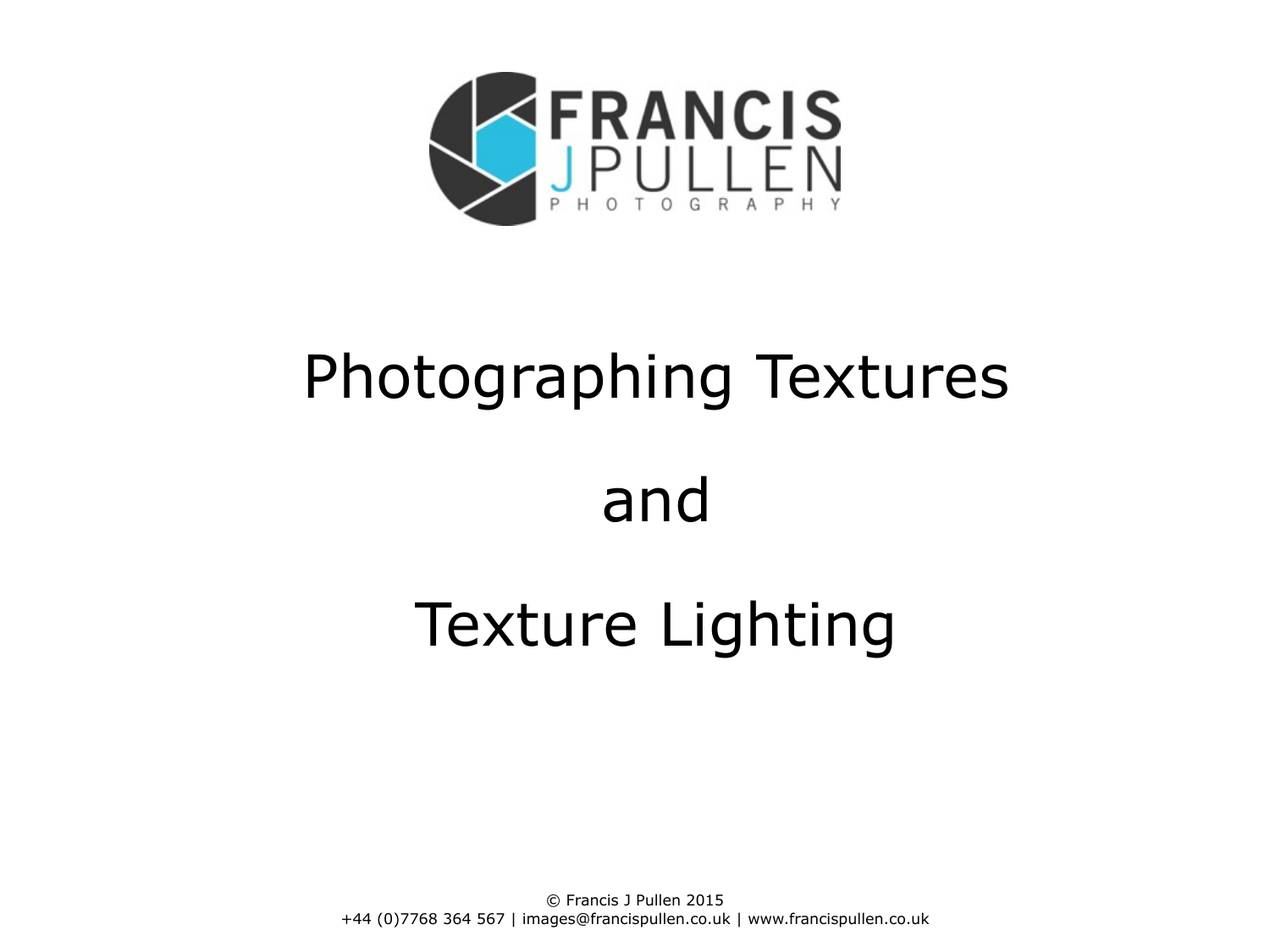FRANCIS J PULLEN PHOTOGRAPHY

# Photographing Textures

# and

# Texture Lighting

© Francis J Pullen 2015
+44 (0)7768 364 567 | images@francispullen.co.uk | www.francispullen.co.uk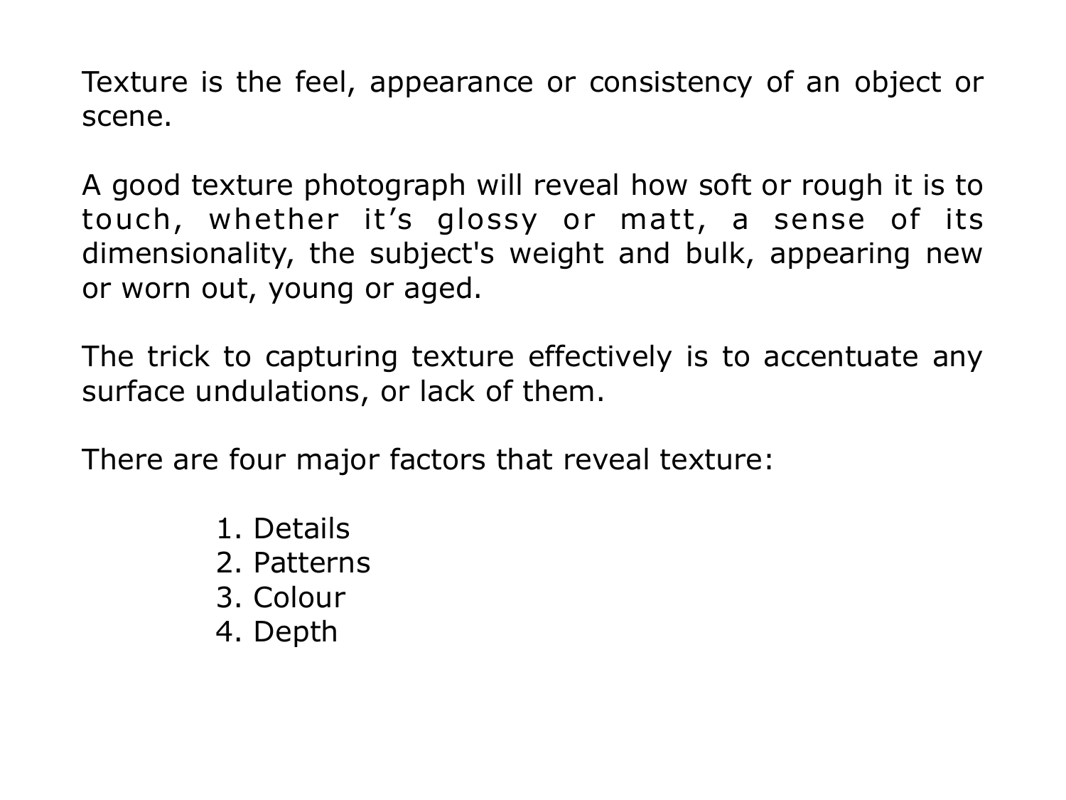Texture is the feel, appearance or consistency of an object or scene.

A good texture photograph will reveal how soft or rough it is to touch, whether it's glossy or matt, a sense of its dimensionality, the subject's weight and bulk, appearing new or worn out, young or aged.

The trick to capturing texture effectively is to accentuate any surface undulations, or lack of them.

There are four major factors that reveal texture:

1. Details
2. Patterns
3. Colour
4. Depth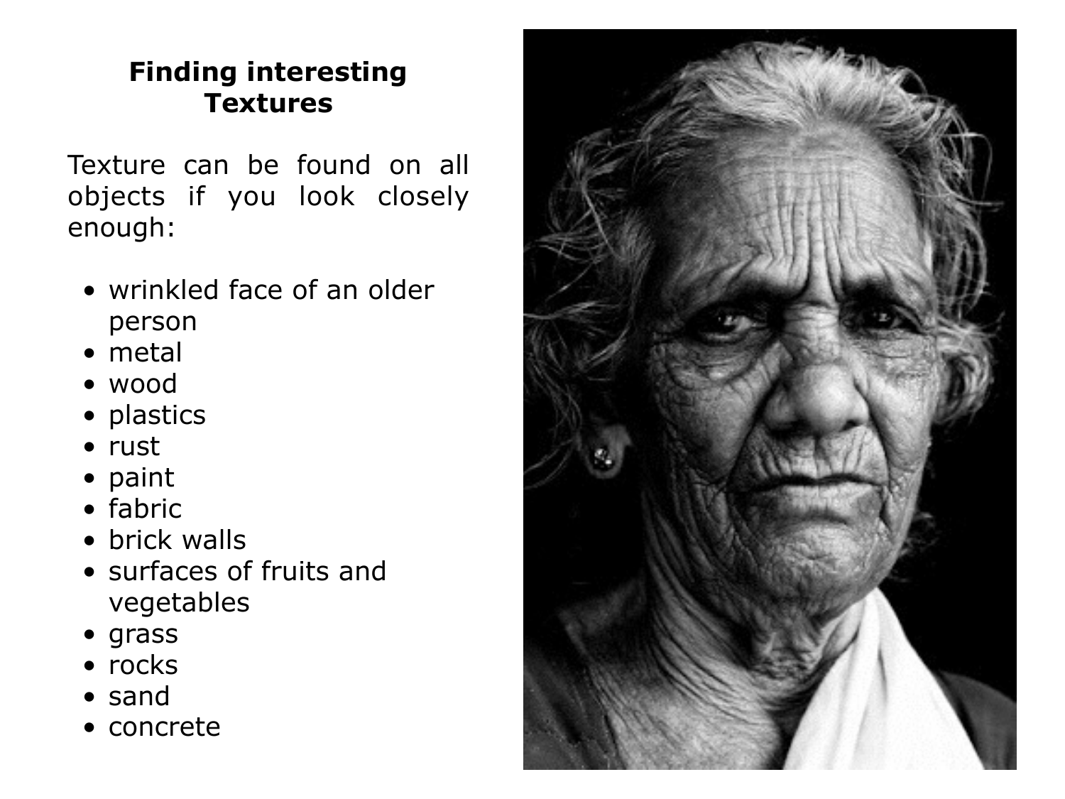# Finding interesting Textures

Texture can be found on all objects if you look closely enough:

- wrinkled face of an older person
- metal
- wood
- plastics
- rust
- paint
- fabric
- brick walls
- surfaces of fruits and vegetables
- grass
- rocks
- sand
- concrete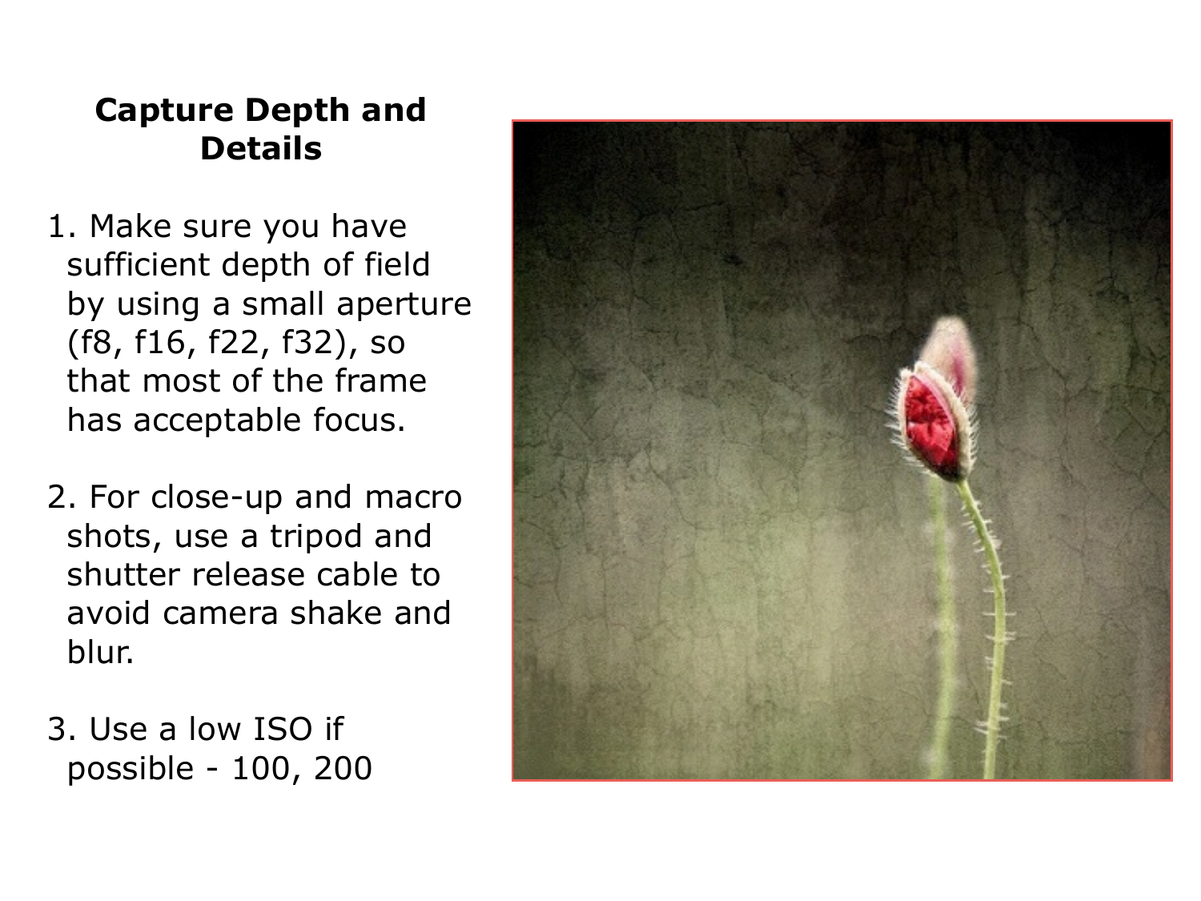## Capture Depth and Details

1. Make sure you have sufficient depth of field by using a small aperture (f8, f16, f22, f32), so that most of the frame has acceptable focus.

2. For close-up and macro shots, use a tripod and shutter release cable to avoid camera shake and blur.

3. Use a low ISO if possible - 100, 200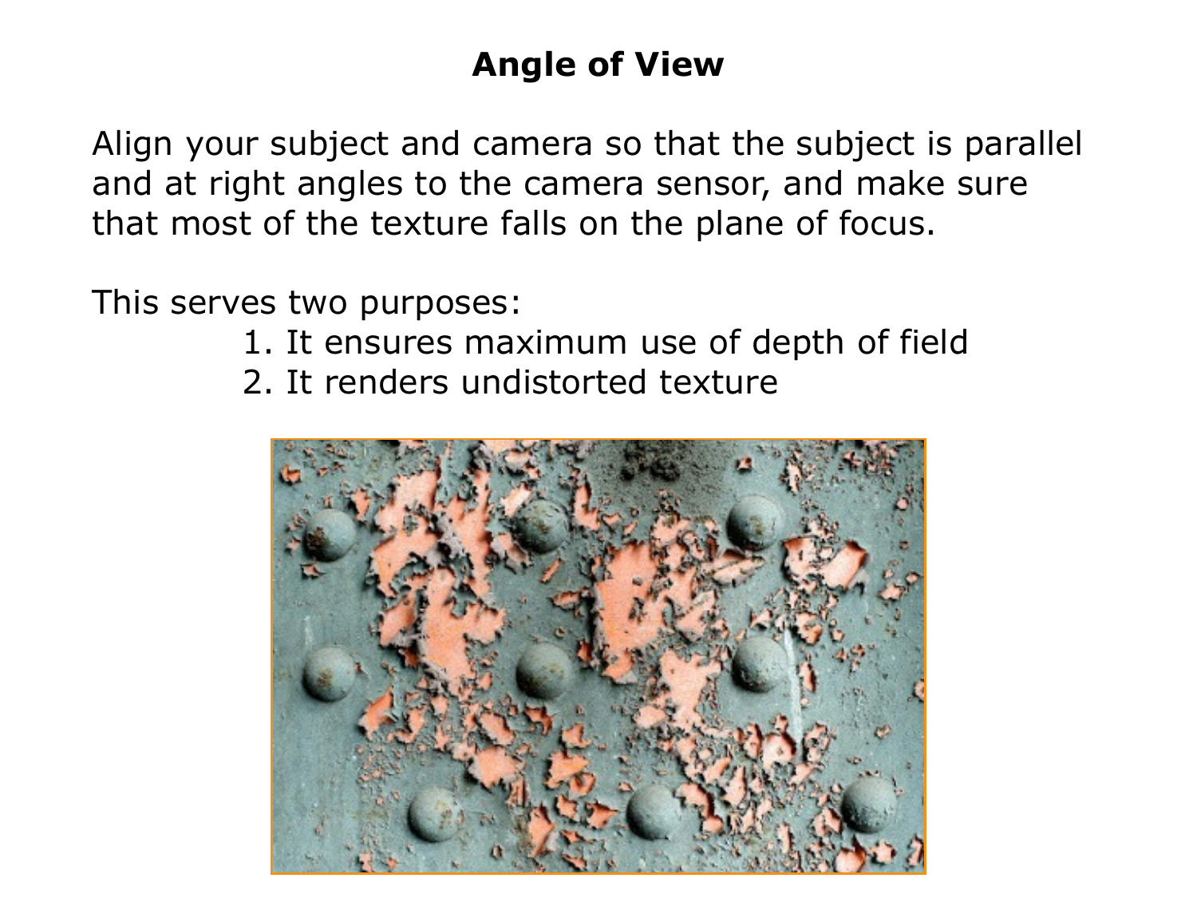# Angle of View

Align your subject and camera so that the subject is parallel and at right angles to the camera sensor, and make sure that most of the texture falls on the plane of focus.

This serves two purposes:

1. It ensures maximum use of depth of field
2. It renders undistorted texture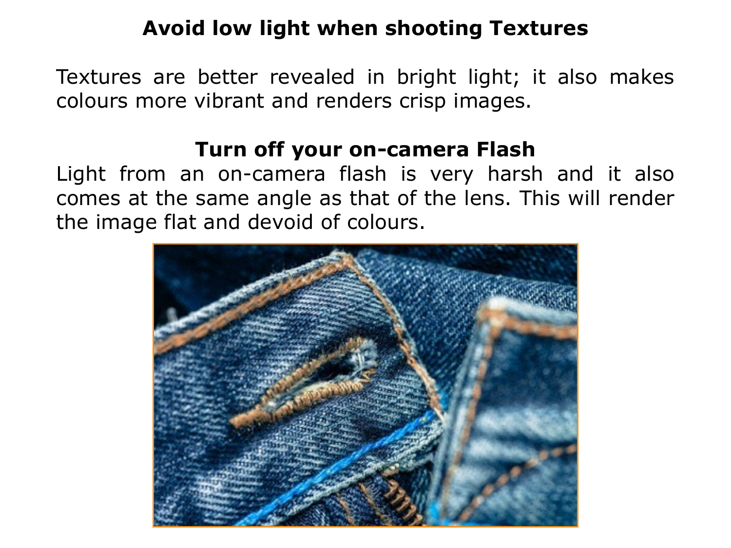## Avoid low light when shooting Textures

Textures are better revealed in bright light; it also makes colours more vibrant and renders crisp images.

## Turn off your on-camera Flash

Light from an on-camera flash is very harsh and it also comes at the same angle as that of the lens. This will render the image flat and devoid of colours.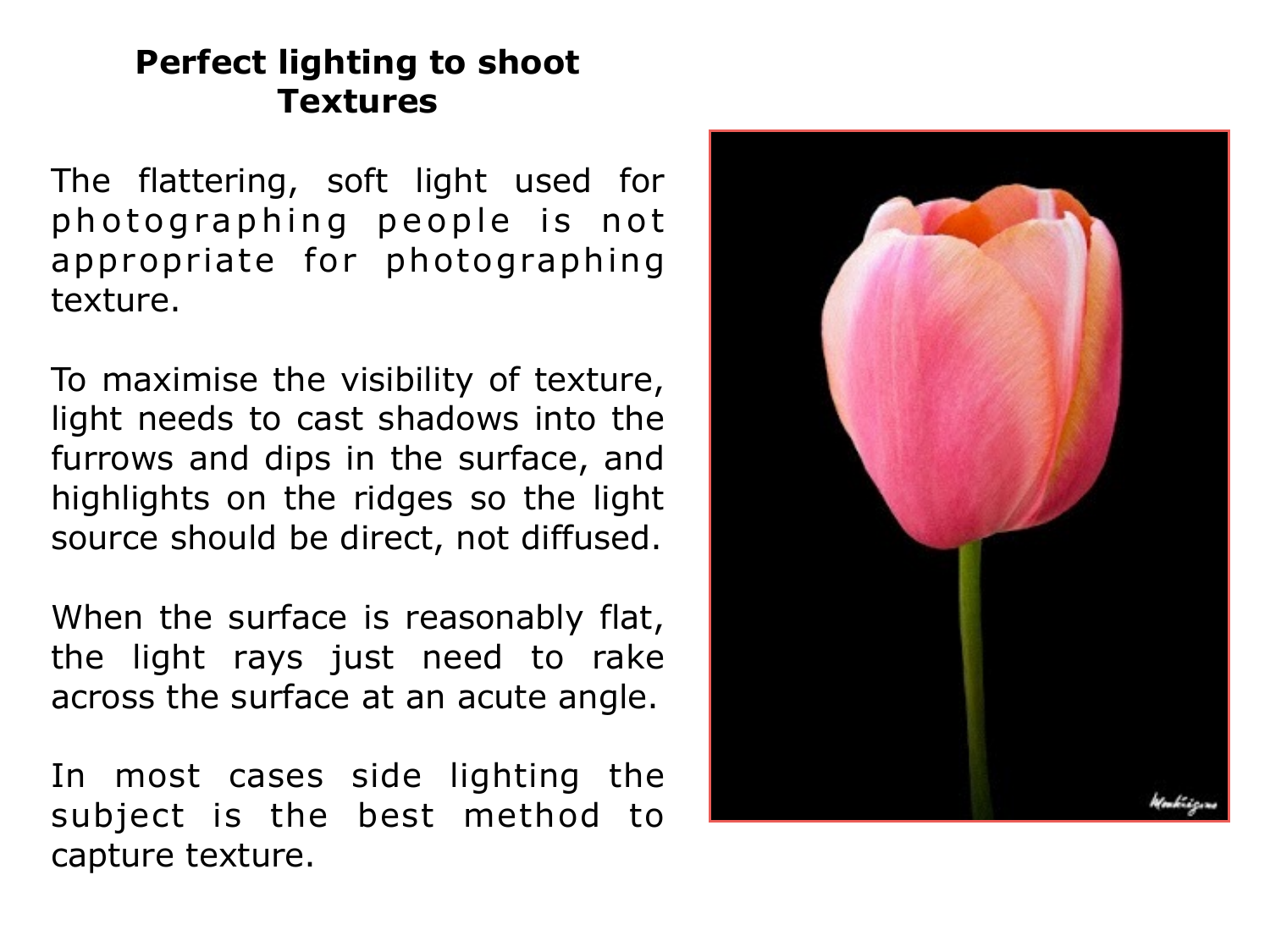# Perfect lighting to shoot Textures

The flattering, soft light used for photographing people is not appropriate for photographing texture.

To maximise the visibility of texture, light needs to cast shadows into the furrows and dips in the surface, and highlights on the ridges so the light source should be direct, not diffused.

When the surface is reasonably flat, the light rays just need to rake across the surface at an acute angle.

In most cases side lighting the subject is the best method to capture texture.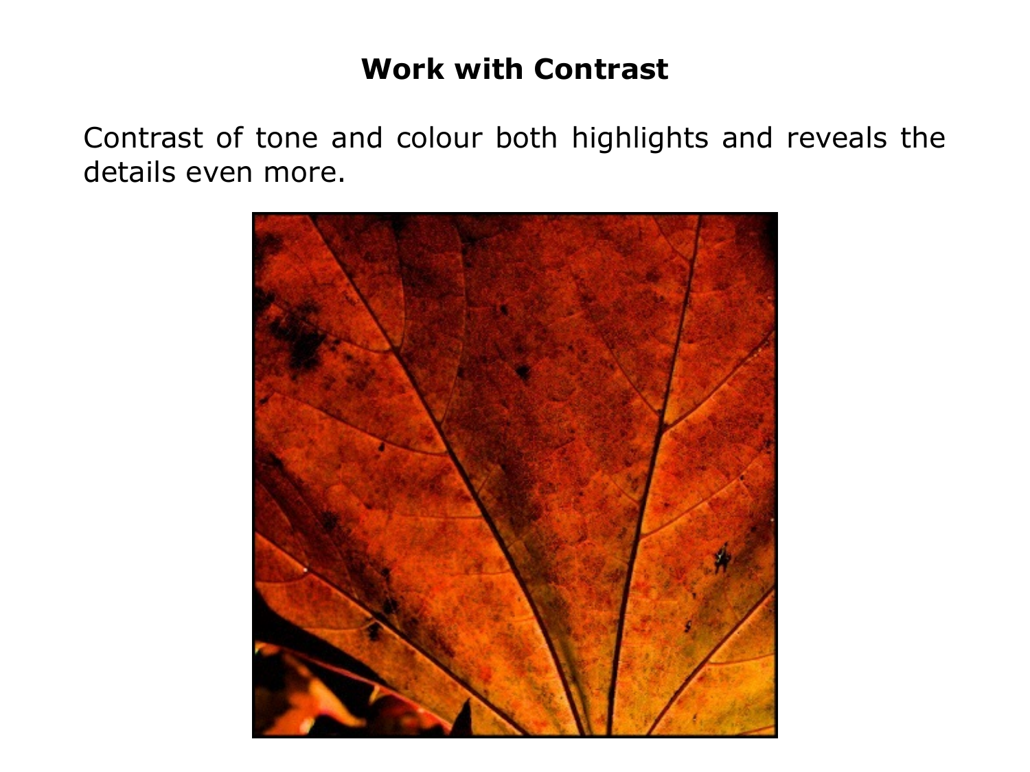# Work with Contrast

Contrast of tone and colour both highlights and reveals the details even more.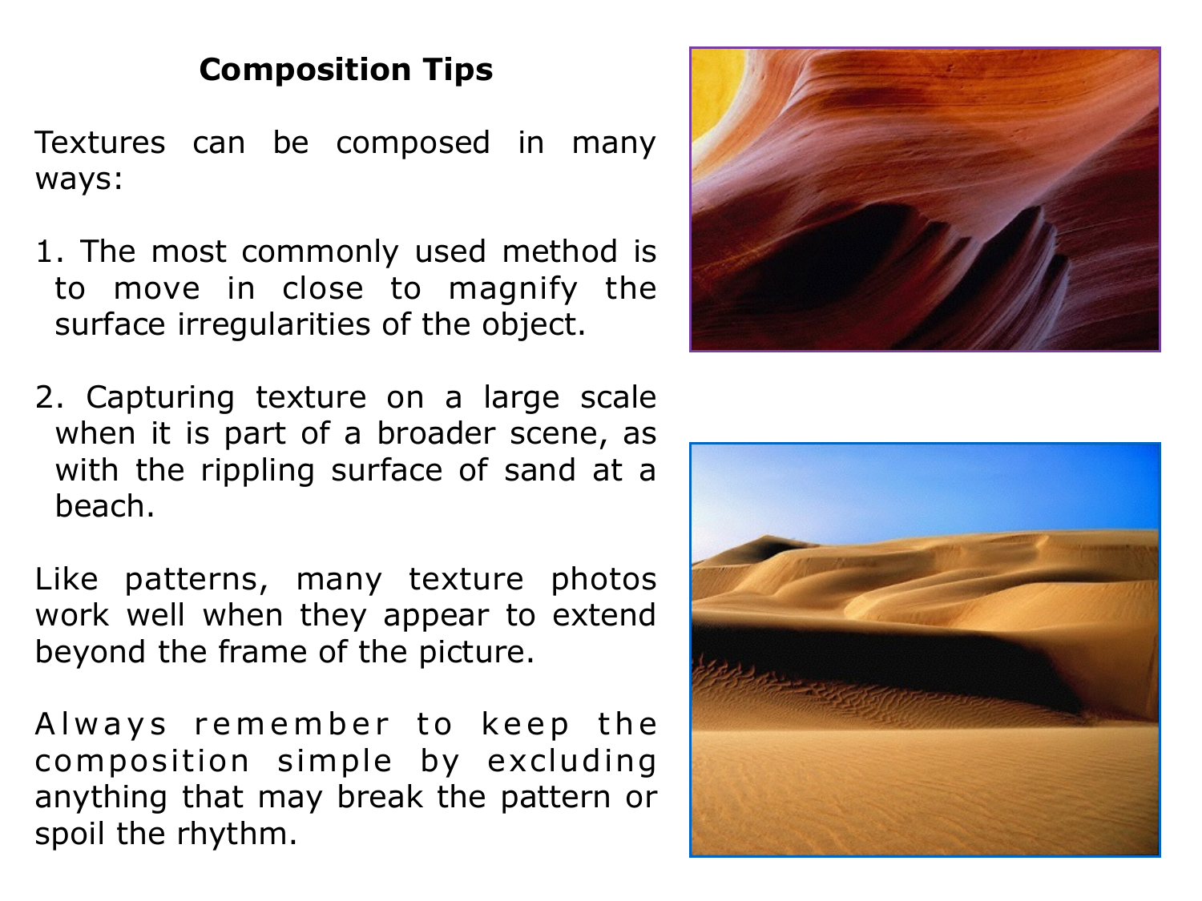# Composition Tips

Textures can be composed in many ways:

1. The most commonly used method is to move in close to magnify the surface irregularities of the object.

2. Capturing texture on a large scale when it is part of a broader scene, as with the rippling surface of sand at a beach.

Like patterns, many texture photos work well when they appear to extend beyond the frame of the picture.

Always remember to keep the composition simple by excluding anything that may break the pattern or spoil the rhythm.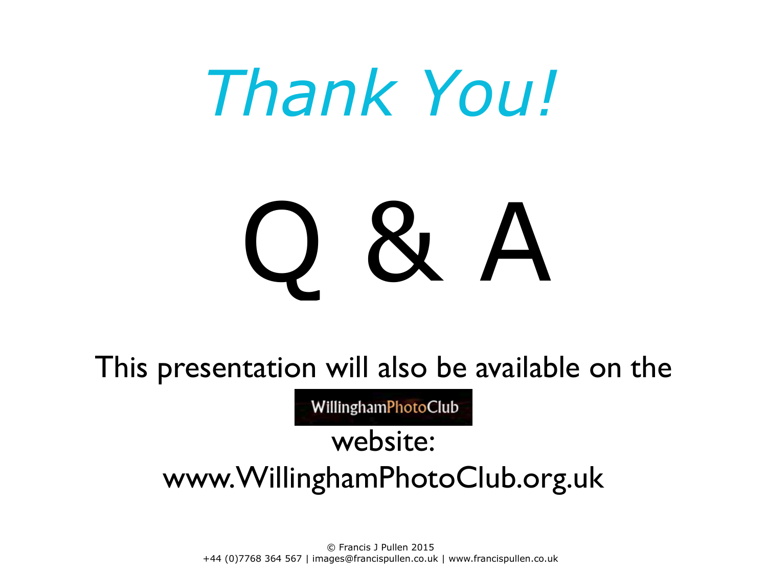# *Thank You!*

# Q & A

This presentation will also be available on the

WillinghamPhotoClub

website:

www.WillinghamPhotoClub.org.uk

© Francis J Pullen 2015
+44 (0)7768 364 567 | images@francispullen.co.uk | www.francispullen.co.uk